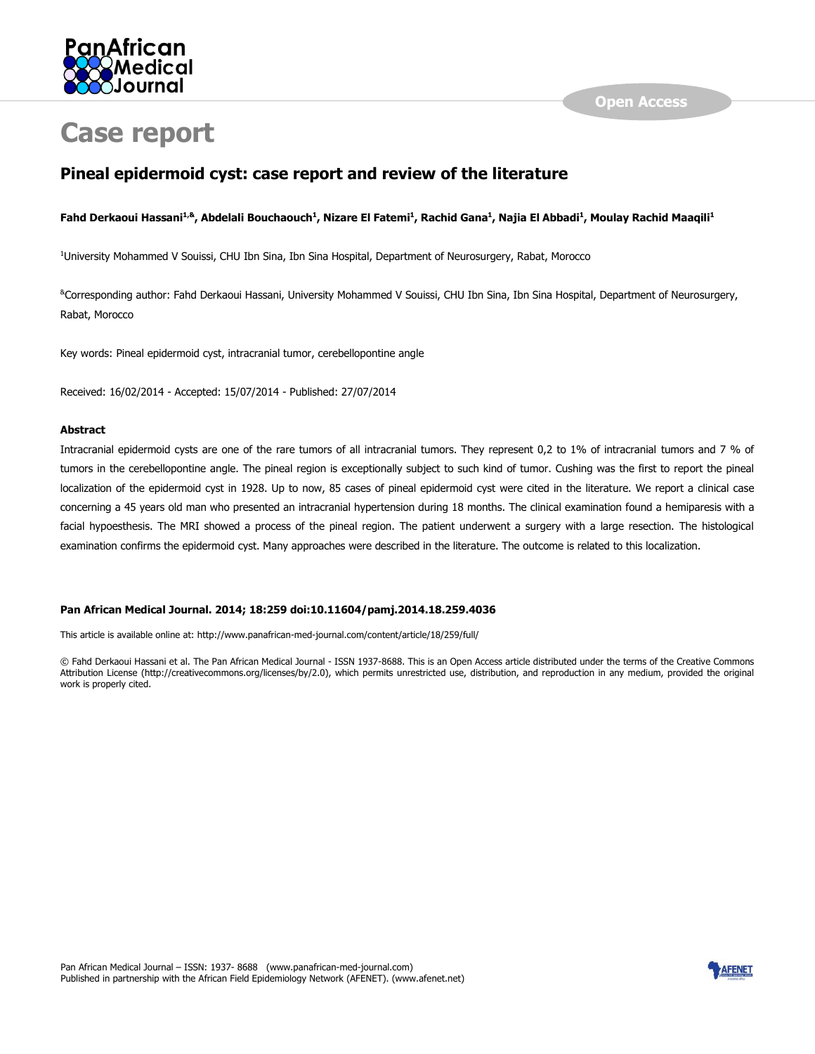Open Access

# Case report

## Pineal epidermoid cyst: case report and review of the literature

**Fahd Derkaoui Hassani[1,&], Abdelali Bouchaouch[1], Nizare El Fatemi[1], Rachid Gana[1], Najia El Abbadi[1], Moulay Rachid Maaqili[1]**

[1]University Mohammed V Souissi, CHU Ibn Sina, Ibn Sina Hospital, Department of Neurosurgery, Rabat, Morocco

[&]Corresponding author: Fahd Derkaoui Hassani, University Mohammed V Souissi, CHU Ibn Sina, Ibn Sina Hospital, Department of Neurosurgery, Rabat, Morocco

Key words: Pineal epidermoid cyst, intracranial tumor, cerebellopontine angle

Received: 16/02/2014 - Accepted: 15/07/2014 - Published: 27/07/2014

#### Abstract

Intracranial epidermoid cysts are one of the rare tumors of all intracranial tumors. They represent 0,2 to 1% of intracranial tumors and 7 % of tumors in the cerebellopontine angle. The pineal region is exceptionally subject to such kind of tumor. Cushing was the first to report the pineal localization of the epidermoid cyst in 1928. Up to now, 85 cases of pineal epidermoid cyst were cited in the literature. We report a clinical case concerning a 45 years old man who presented an intracranial hypertension during 18 months. The clinical examination found a hemiparesis with a facial hypoesthesis. The MRI showed a process of the pineal region. The patient underwent a surgery with a large resection. The histological examination confirms the epidermoid cyst. Many approaches were described in the literature. The outcome is related to this localization.

**Pan African Medical Journal. 2014; 18:259 doi:10.11604/pamj.2014.18.259.4036**

This article is available online at: http://www.panafrican-med-journal.com/content/article/18/259/full/

© Fahd Derkaoui Hassani et al. The Pan African Medical Journal - ISSN 1937-8688. This is an Open Access article distributed under the terms of the Creative Commons Attribution License (http://creativecommons.org/licenses/by/2.0), which permits unrestricted use, distribution, and reproduction in any medium, provided the original work is properly cited.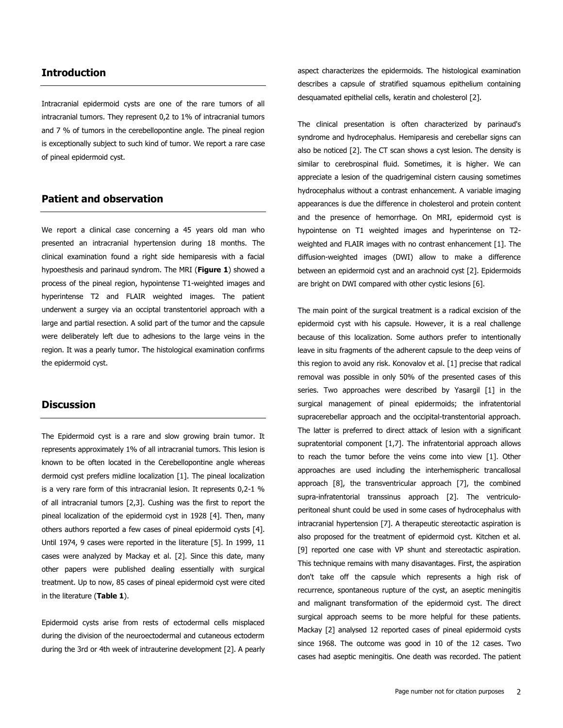## Introduction

Intracranial epidermoid cysts are one of the rare tumors of all intracranial tumors. They represent 0,2 to 1% of intracranial tumors and 7 % of tumors in the cerebellopontine angle. The pineal region is exceptionally subject to such kind of tumor. We report a rare case of pineal epidermoid cyst.

## Patient and observation

We report a clinical case concerning a 45 years old man who presented an intracranial hypertension during 18 months. The clinical examination found a right side hemiparesis with a facial hypoesthesia and parinaud syndrom. The MRI (**Figure 1**) showed a process of the pineal region, hypointense T1-weighted images and hyperintense T2 and FLAIR weighted images. The patient underwent a surgey via an occiptal transtentoriel approach with a large and partial resection. A solid part of the tumor and the capsule were deliberately left due to adhesions to the large veins in the region. It was a pearly tumor. The histological examination confirms the epidermoid cyst.

## Discussion

The Epidermoid cyst is a rare and slow growing brain tumor. It represents approximately 1% of all intracranial tumors. This lesion is known to be often located in the Cerebellopontine angle whereas dermoid cyst prefers midline localization [1]. The pineal localization is a very rare form of this intracranial lesion. It represents 0,2-1 % of all intracranial tumors [2,3]. Cushing was the first to report the pineal localization of the epidermoid cyst in 1928 [4]. Then, many others authors reported a few cases of pineal epidermoid cysts [4]. Until 1974, 9 cases were reported in the literature [5]. In 1999, 11 cases were analyzed by Mackay et al. [2]. Since this date, many other papers were published dealing essentially with surgical treatment. Up to now, 85 cases of pineal epidermoid cyst were cited in the literature (**Table 1**).

Epidermoid cysts arise from rests of ectodermal cells misplaced during the division of the neuroectodermal and cutaneous ectoderm during the 3rd or 4th week of intrauterine development [2]. A pearly aspect characterizes the epidermoids. The histological examination describes a capsule of stratified squamous epithelium containing desquamated epithelial cells, keratin and cholesterol [2].

The clinical presentation is often characterized by parinaud's syndrome and hydrocephalus. Hemiparesis and cerebellar signs can also be noticed [2]. The CT scan shows a cyst lesion. The density is similar to cerebrospinal fluid. Sometimes, it is higher. We can appreciate a lesion of the quadrigeminal cistern causing sometimes hydrocephalus without a contrast enhancement. A variable imaging appearances is due the difference in cholesterol and protein content and the presence of hemorrhage. On MRI, epidermoid cyst is hypointense on T1 weighted images and hyperintense on T2-weighted and FLAIR images with no contrast enhancement [1]. The diffusion-weighted images (DWI) allow to make a difference between an epidermoid cyst and an arachnoid cyst [2]. Epidermoids are bright on DWI compared with other cystic lesions [6].

The main point of the surgical treatment is a radical excision of the epidermoid cyst with his capsule. However, it is a real challenge because of this localization. Some authors prefer to intentionally leave in situ fragments of the adherent capsule to the deep veins of this region to avoid any risk. Konovalov et al. [1] precise that radical removal was possible in only 50% of the presented cases of this series. Two approaches were described by Yasargil [1] in the surgical management of pineal epidermoids; the infratentorial supracerebellar approach and the occipital-transtentorial approach. The latter is preferred to direct attack of lesion with a significant supratentorial component [1,7]. The infratentorial approach allows to reach the tumor before the veins come into view [1]. Other approaches are used including the interhemispheric trancallosal approach [8], the transventricular approach [7], the combined supra-infratentorial transsinus approach [2]. The ventriculo-peritoneal shunt could be used in some cases of hydrocephalus with intracranial hypertension [7]. A therapeutic stereotactic aspiration is also proposed for the treatment of epidermoid cyst. Kitchen et al. [9] reported one case with VP shunt and stereotactic aspiration. This technique remains with many disavantages. First, the aspiration don't take off the capsule which represents a high risk of recurrence, spontaneous rupture of the cyst, an aseptic meningitis and malignant transformation of the epidermoid cyst. The direct surgical approach seems to be more helpful for these patients. Mackay [2] analysed 12 reported cases of pineal epidermoid cysts since 1968. The outcome was good in 10 of the 12 cases. Two cases had aseptic meningitis. One death was recorded. The patient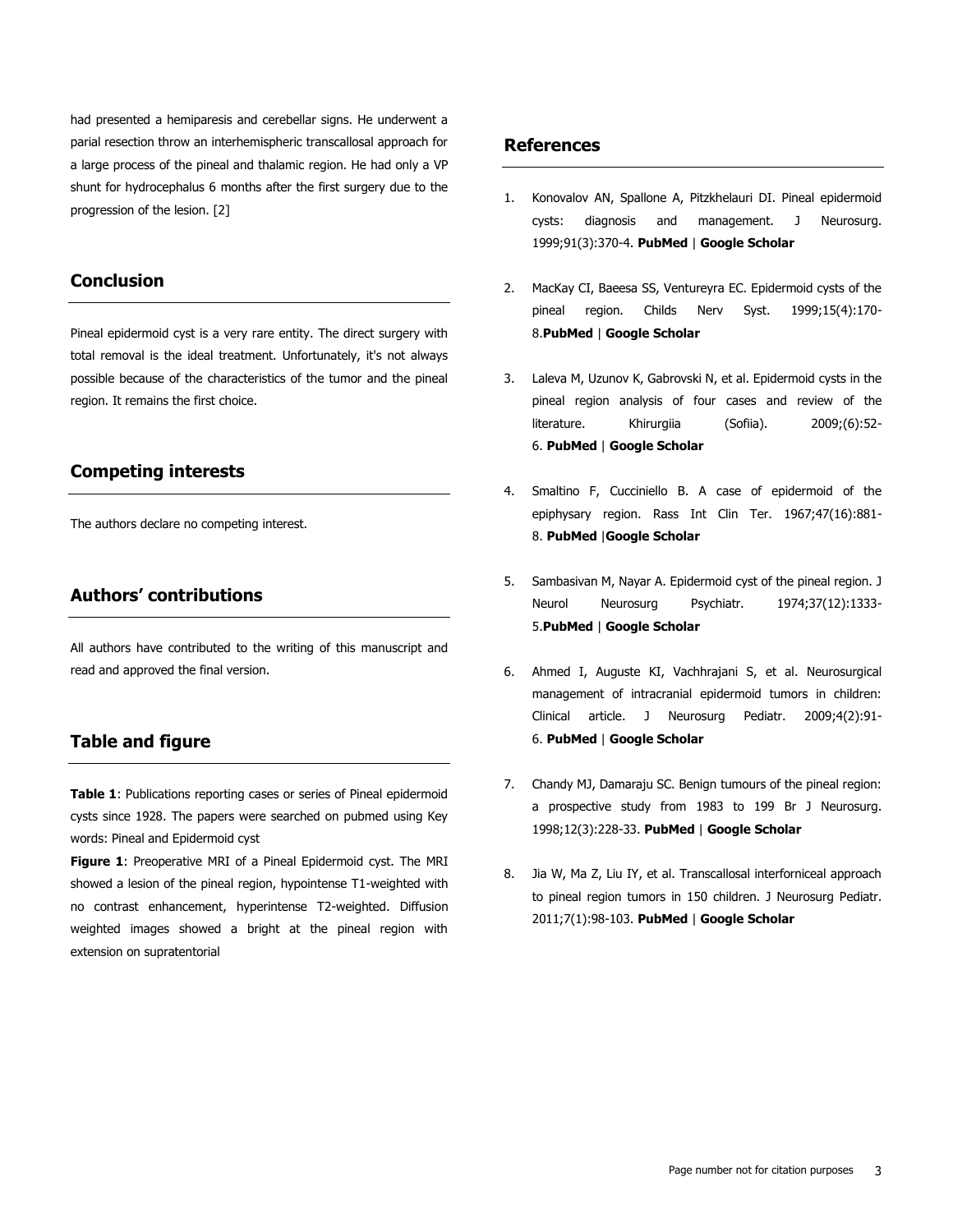had presented a hemiparesis and cerebellar signs. He underwent a parial resection throw an interhemispheric transcallosal approach for a large process of the pineal and thalamic region. He had only a VP shunt for hydrocephalus 6 months after the first surgery due to the progression of the lesion. [2]

## Conclusion

Pineal epidermoid cyst is a very rare entity. The direct surgery with total removal is the ideal treatment. Unfortunately, it's not always possible because of the characteristics of the tumor and the pineal region. It remains the first choice.

## Competing interests

The authors declare no competing interest.

## Authors' contributions

All authors have contributed to the writing of this manuscript and read and approved the final version.

## Table and figure

**Table 1**: Publications reporting cases or series of Pineal epidermoid cysts since 1928. The papers were searched on pubmed using Key words: Pineal and Epidermoid cyst

**Figure 1**: Preoperative MRI of a Pineal Epidermoid cyst. The MRI showed a lesion of the pineal region, hypointense T1-weighted with no contrast enhancement, hyperintense T2-weighted. Diffusion weighted images showed a bright at the pineal region with extension on supratentorial

## References

1. Konovalov AN, Spallone A, Pitzkhelauri DI. Pineal epidermoid cysts: diagnosis and management. J Neurosurg. 1999;91(3):370-4. **PubMed** | **Google Scholar**

2. MacKay CI, Baeesa SS, Ventureyra EC. Epidermoid cysts of the pineal region. Childs Nerv Syst. 1999;15(4):170-8.**PubMed** | **Google Scholar**

3. Laleva M, Uzunov K, Gabrovski N, et al. Epidermoid cysts in the pineal region analysis of four cases and review of the literature. Khirurgiia (Sofiia). 2009;(6):52-6. **PubMed** | **Google Scholar**

4. Smaltino F, Cucciniello B. A case of epidermoid of the epiphysary region. Rass Int Clin Ter. 1967;47(16):881-8. **PubMed** |**Google Scholar**

5. Sambasivan M, Nayar A. Epidermoid cyst of the pineal region. J Neurol Neurosurg Psychiatr. 1974;37(12):1333-5.**PubMed** | **Google Scholar**

6. Ahmed I, Auguste KI, Vachhrajani S, et al. Neurosurgical management of intracranial epidermoid tumors in children: Clinical article. J Neurosurg Pediatr. 2009;4(2):91-6. **PubMed** | **Google Scholar**

7. Chandy MJ, Damaraju SC. Benign tumours of the pineal region: a prospective study from 1983 to 199 Br J Neurosurg. 1998;12(3):228-33. **PubMed** | **Google Scholar**

8. Jia W, Ma Z, Liu IY, et al. Transcallosal interforniceal approach to pineal region tumors in 150 children. J Neurosurg Pediatr. 2011;7(1):98-103. **PubMed** | **Google Scholar**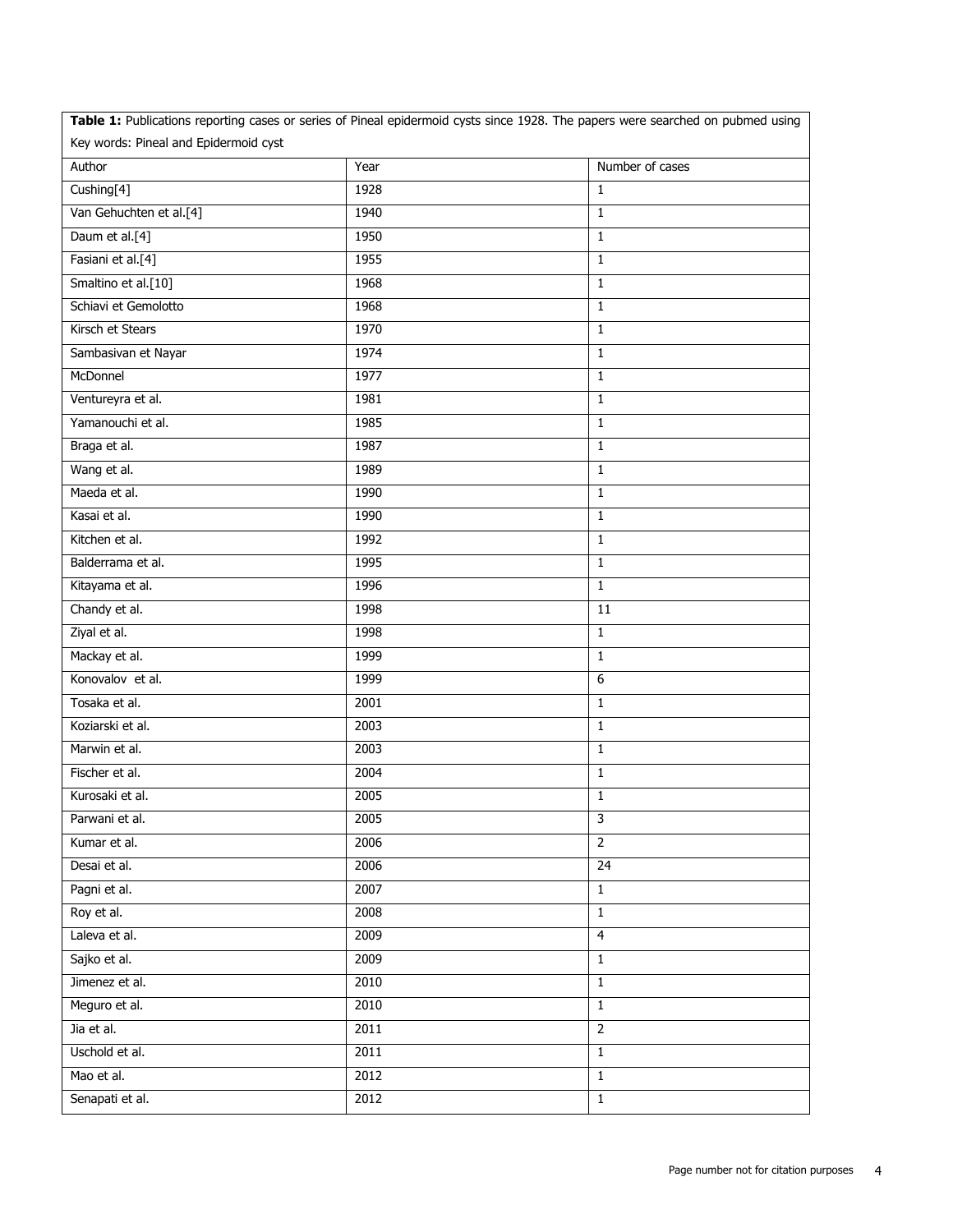**Table 1:** Publications reporting cases or series of Pineal epidermoid cysts since 1928. The papers were searched on pubmed using Key words: Pineal and Epidermoid cyst

| Author | Year | Number of cases |
| --- | --- | --- |
| Cushing[4] | 1928 | 1 |
| Van Gehuchten et al.[4] | 1940 | 1 |
| Daum et al.[4] | 1950 | 1 |
| Fasiani et al.[4] | 1955 | 1 |
| Smaltino et al.[10] | 1968 | 1 |
| Schiavi et Gemolotto | 1968 | 1 |
| Kirsch et Stears | 1970 | 1 |
| Sambasivan et Nayar | 1974 | 1 |
| McDonnel | 1977 | 1 |
| Ventureyra et al. | 1981 | 1 |
| Yamanouchi et al. | 1985 | 1 |
| Braga et al. | 1987 | 1 |
| Wang et al. | 1989 | 1 |
| Maeda et al. | 1990 | 1 |
| Kasai et al. | 1990 | 1 |
| Kitchen et al. | 1992 | 1 |
| Balderrama et al. | 1995 | 1 |
| Kitayama et al. | 1996 | 1 |
| Chandy et al. | 1998 | 11 |
| Ziyal et al. | 1998 | 1 |
| Mackay et al. | 1999 | 1 |
| Konovalov et al. | 1999 | 6 |
| Tosaka et al. | 2001 | 1 |
| Koziarski et al. | 2003 | 1 |
| Marwin et al. | 2003 | 1 |
| Fischer et al. | 2004 | 1 |
| Kurosaki et al. | 2005 | 1 |
| Parwani et al. | 2005 | 3 |
| Kumar et al. | 2006 | 2 |
| Desai et al. | 2006 | 24 |
| Pagni et al. | 2007 | 1 |
| Roy et al. | 2008 | 1 |
| Laleva et al. | 2009 | 4 |
| Sajko et al. | 2009 | 1 |
| Jimenez et al. | 2010 | 1 |
| Meguro et al. | 2010 | 1 |
| Jia et al. | 2011 | 2 |
| Uschold et al. | 2011 | 1 |
| Mao et al. | 2012 | 1 |
| Senapati et al. | 2012 | 1 |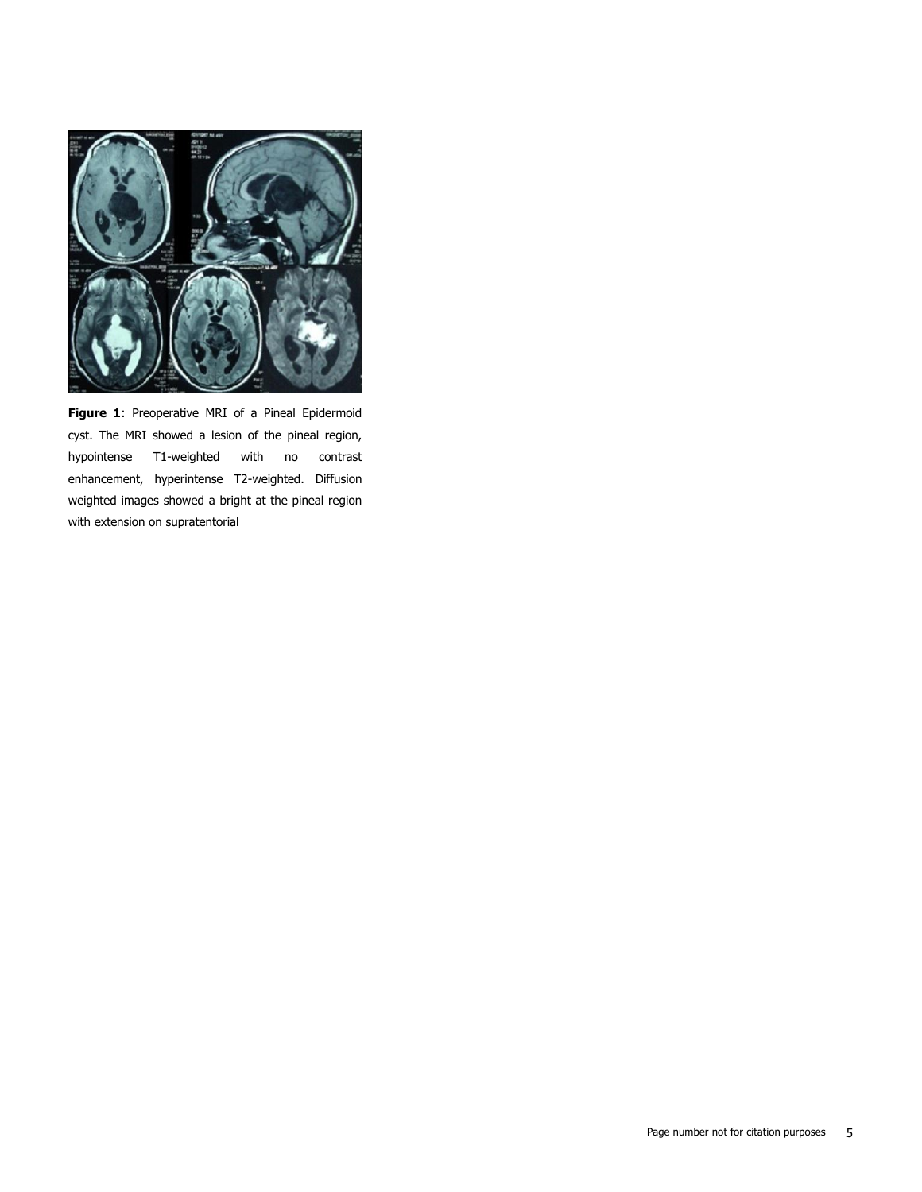**Figure 1**: Preoperative MRI of a Pineal Epidermoid cyst. The MRI showed a lesion of the pineal region, hypointense T1-weighted with no contrast enhancement, hyperintense T2-weighted. Diffusion weighted images showed a bright at the pineal region with extension on supratentorial